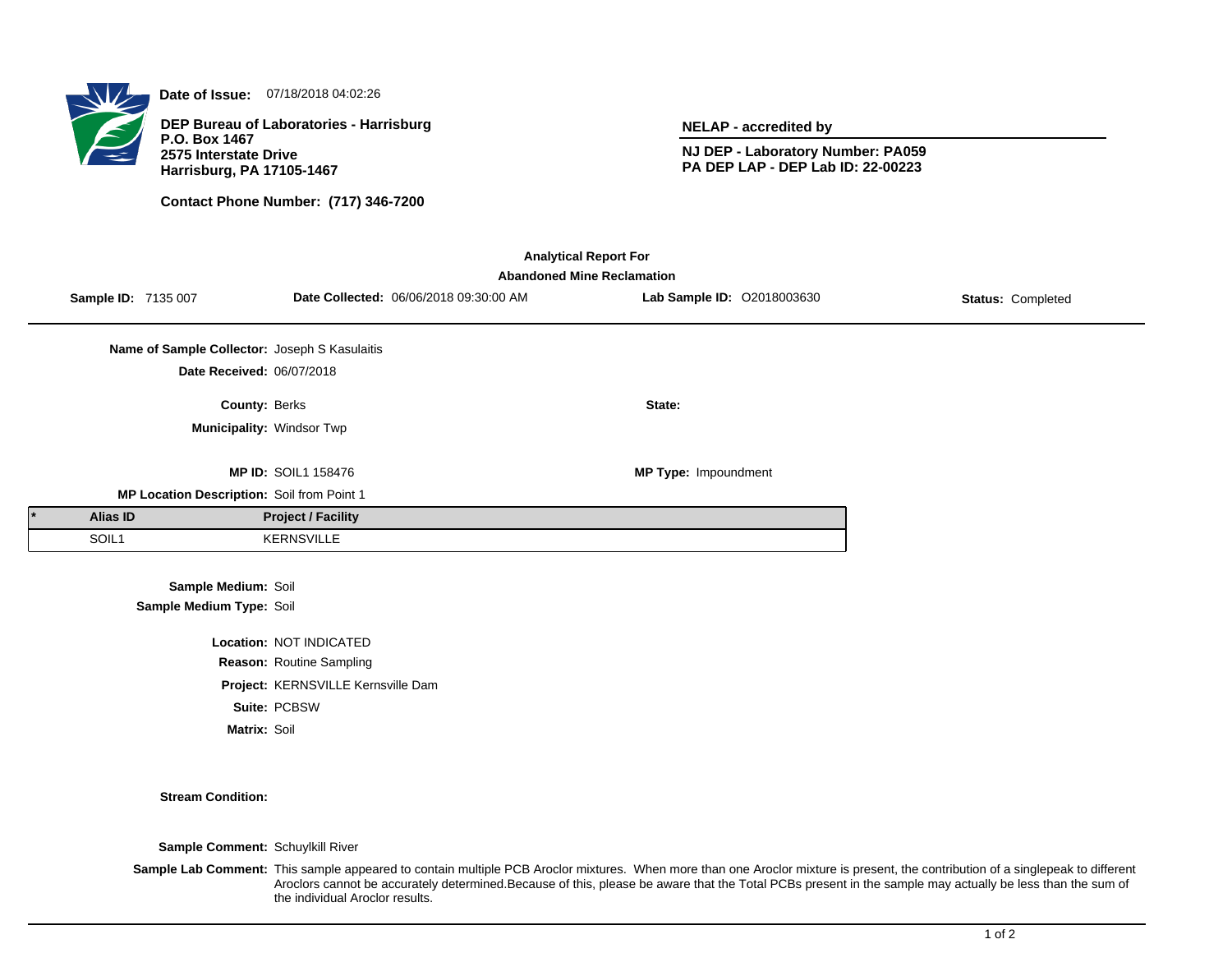**Date of Issue:** 07/18/2018 04:02:26

**DEP Bureau of Laboratories - Harrisburg**
**P.O. Box 1467**
**2575 Interstate Drive**
**Harrisburg, PA 17105-1467**

**Contact Phone Number: (717) 346-7200**

**NELAP - accredited by**

**NJ DEP - Laboratory Number: PA059**
**PA DEP LAP - DEP Lab ID: 22-00223**

## Analytical Report For
## Abandoned Mine Reclamation

**Sample ID:** 7135 007 **Date Collected:** 06/06/2018 09:30:00 AM **Lab Sample ID:** O2018003630 **Status:** Completed

**Name of Sample Collector:** Joseph S Kasulaitis

**Date Received:** 06/07/2018

**County:** Berks **State:**

**Municipality:** Windsor Twp

**MP ID:** SOIL1 158476 **MP Type:** Impoundment

**MP Location Description:** Soil from Point 1

| * | Alias ID | Project / Facility |
|---|---|---|
| | SOIL1 | KERNSVILLE |

**Sample Medium:** Soil

**Sample Medium Type:** Soil

**Location:** NOT INDICATED

**Reason:** Routine Sampling

**Project:** KERNSVILLE Kernsville Dam

**Suite:** PCBSW

**Matrix:** Soil

**Stream Condition:**

**Sample Comment:** Schuylkill River

**Sample Lab Comment:** This sample appeared to contain multiple PCB Aroclor mixtures. When more than one Aroclor mixture is present, the contribution of a singlepeak to different Aroclors cannot be accurately determined.Because of this, please be aware that the Total PCBs present in the sample may actually be less than the sum of the individual Aroclor results.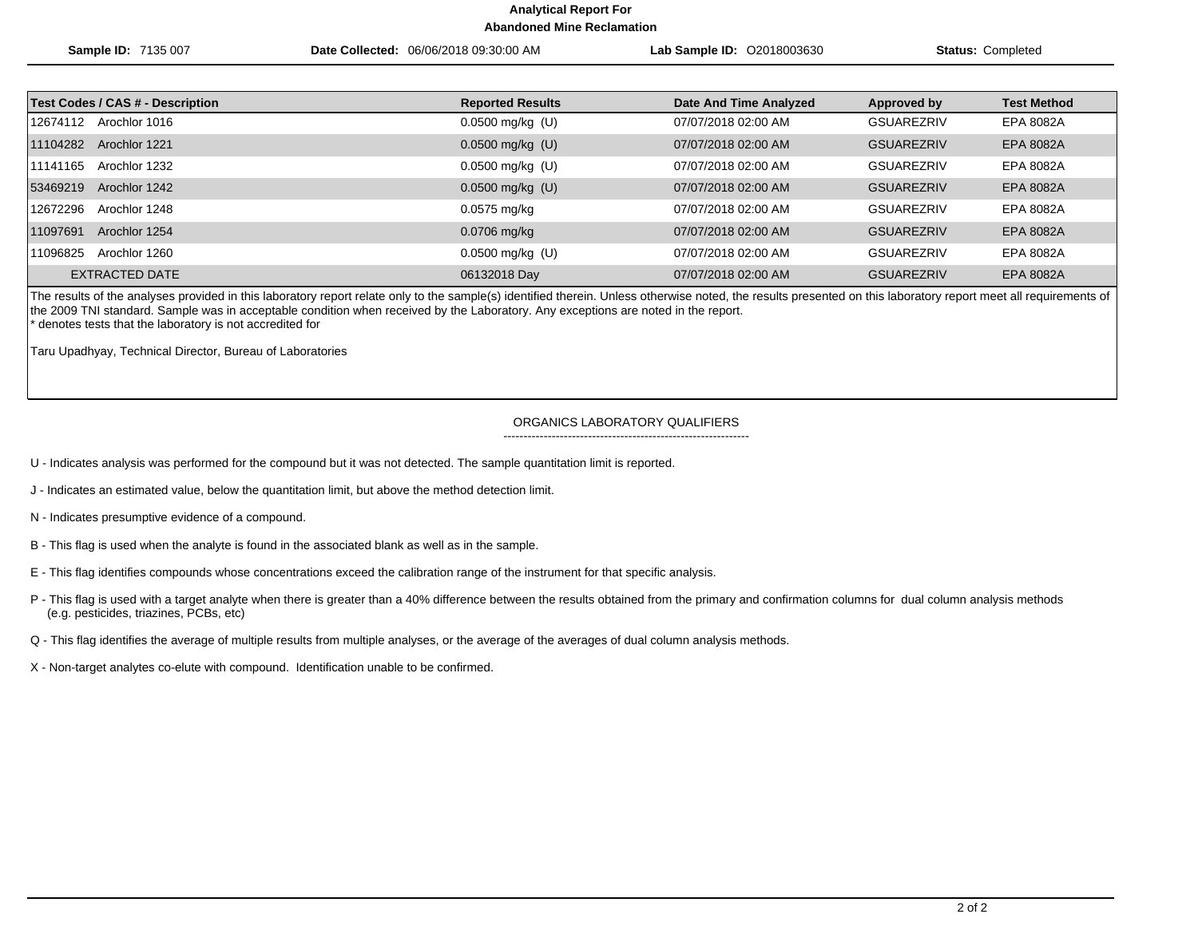**Analytical Report For**
**Abandoned Mine Reclamation**

**Sample ID:** 7135 007 **Date Collected:** 06/06/2018 09:30:00 AM **Lab Sample ID:** O2018003630 **Status:** Completed

| Test Codes / CAS # - Description | Reported Results | Date And Time Analyzed | Approved by | Test Method |
|---|---|---|---|---|
| 12674112 Arochlor 1016 | 0.0500 mg/kg (U) | 07/07/2018 02:00 AM | GSUAREZRIV | EPA 8082A |
| 11104282 Arochlor 1221 | 0.0500 mg/kg (U) | 07/07/2018 02:00 AM | GSUAREZRIV | EPA 8082A |
| 11141165 Arochlor 1232 | 0.0500 mg/kg (U) | 07/07/2018 02:00 AM | GSUAREZRIV | EPA 8082A |
| 53469219 Arochlor 1242 | 0.0500 mg/kg (U) | 07/07/2018 02:00 AM | GSUAREZRIV | EPA 8082A |
| 12672296 Arochlor 1248 | 0.0575 mg/kg | 07/07/2018 02:00 AM | GSUAREZRIV | EPA 8082A |
| 11097691 Arochlor 1254 | 0.0706 mg/kg | 07/07/2018 02:00 AM | GSUAREZRIV | EPA 8082A |
| 11096825 Arochlor 1260 | 0.0500 mg/kg (U) | 07/07/2018 02:00 AM | GSUAREZRIV | EPA 8082A |
| EXTRACTED DATE | 06132018 Day | 07/07/2018 02:00 AM | GSUAREZRIV | EPA 8082A |

The results of the analyses provided in this laboratory report relate only to the sample(s) identified therein. Unless otherwise noted, the results presented on this laboratory report meet all requirements of the 2009 TNI standard. Sample was in acceptable condition when received by the Laboratory. Any exceptions are noted in the report.
* denotes tests that the laboratory is not accredited for

Taru Upadhyay, Technical Director, Bureau of Laboratories

## ORGANICS LABORATORY QUALIFIERS

U - Indicates analysis was performed for the compound but it was not detected. The sample quantitation limit is reported.

J - Indicates an estimated value, below the quantitation limit, but above the method detection limit.

N - Indicates presumptive evidence of a compound.

B - This flag is used when the analyte is found in the associated blank as well as in the sample.

E - This flag identifies compounds whose concentrations exceed the calibration range of the instrument for that specific analysis.

P - This flag is used with a target analyte when there is greater than a 40% difference between the results obtained from the primary and confirmation columns for dual column analysis methods (e.g. pesticides, triazines, PCBs, etc)

Q - This flag identifies the average of multiple results from multiple analyses, or the average of the averages of dual column analysis methods.

X - Non-target analytes co-elute with compound. Identification unable to be confirmed.